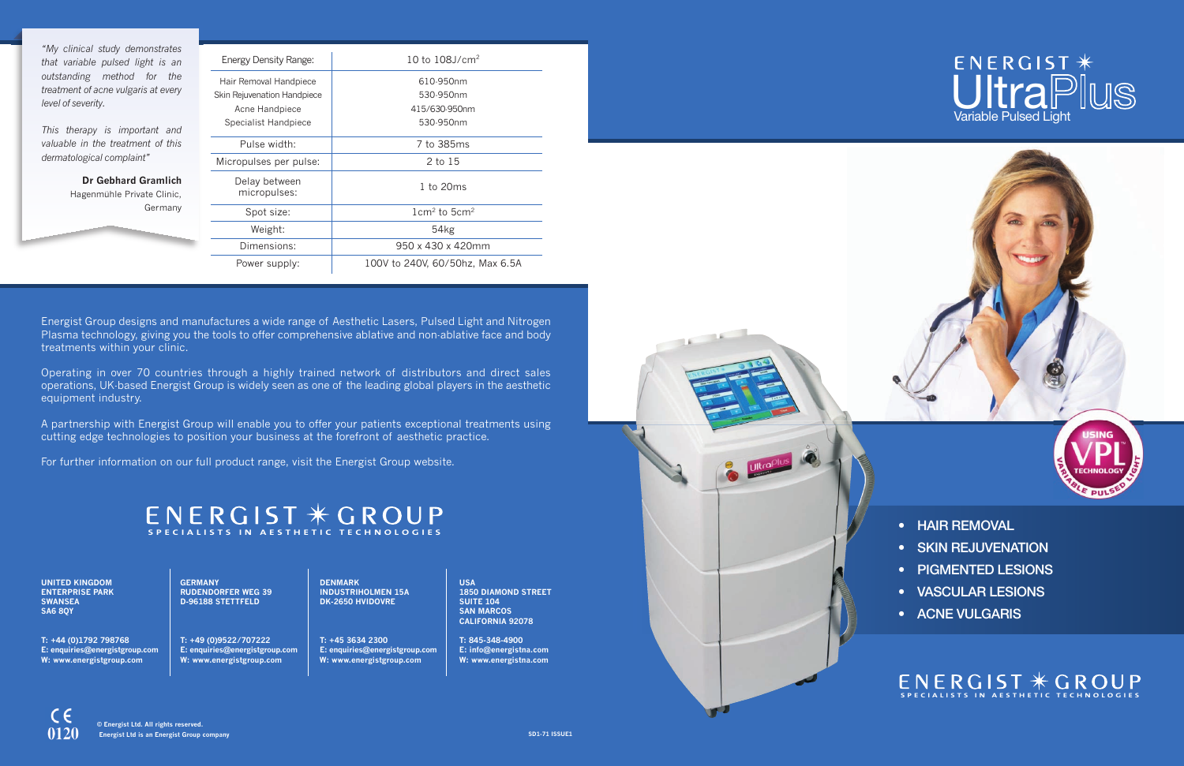*"My clinical study demonstrates that variable pulsed light is an outstanding method for the treatment of acne vulgaris at every level of severity.*

*This therapy is important and valuable in the treatment of this dermatological complaint"*

**Dr Gebhard Gramlich**
Hagenmühle Private Clinic, Germany

| | |
|---|---|
| Energy Density Range: | 10 to 108J/cm$^2$ |
| Hair Removal Handpiece | 610-950nm |
| Skin Rejuvenation Handpiece | 530-950nm |
| Acne Handpiece | 415/630-950nm |
| Specialist Handpiece | 530-950nm |
| Pulse width: | 7 to 385ms |
| Micropulses per pulse: | 2 to 15 |
| Delay between micropulses: | 1 to 20ms |
| Spot size: | 1cm$^2$ to 5cm$^2$ |
| Weight: | 54kg |
| Dimensions: | 950 x 430 x 420mm |
| Power supply: | 100V to 240V, 60/50hz, Max 6.5A |

Energist Group designs and manufactures a wide range of Aesthetic Lasers, Pulsed Light and Nitrogen Plasma technology, giving you the tools to offer comprehensive ablative and non-ablative face and body treatments within your clinic.

Operating in over 70 countries through a highly trained network of distributors and direct sales operations, UK-based Energist Group is widely seen as one of the leading global players in the aesthetic equipment industry.

A partnership with Energist Group will enable you to offer your patients exceptional treatments using cutting edge technologies to position your business at the forefront of aesthetic practice.

For further information on our full product range, visit the Energist Group website.

## ENERGIST ✳ GROUP
SPECIALISTS IN AESTHETIC TECHNOLOGIES

**UNITED KINGDOM**
**ENTERPRISE PARK**
**SWANSEA**
**SA6 8QY**

**T: +44 (0)1792 798768**
**E: enquiries@energistgroup.com**
**W: www.energistgroup.com**

**GERMANY**
**RUDENDORFER WEG 39**
**D-96188 STETTFELD**

**T: +49 (0)9522/707222**
**E: enquiries@energistgroup.com**
**W: www.energistgroup.com**

**DENMARK**
**INDUSTRIHOLMEN 15A**
**DK-2650 HVIDOVRE**

**T: +45 3634 2300**
**E: enquiries@energistgroup.com**
**W: www.energistgroup.com**

**USA**
**1850 DIAMOND STREET**
**SUITE 104**
**SAN MARCOS**
**CALIFORNIA 92078**

**T: 845-348-4900**
**E: info@energistna.com**
**W: www.energistna.com**

CE 0120

**© Energist Ltd. All rights reserved.**
**Energist Ltd is an Energist Group company**

SD1-71 ISSUE1

# ENERGIST ✳ UltraPlus
Variable Pulsed Light

USING VPL TECHNOLOGY — VARIABLE PULSED LIGHT

- HAIR REMOVAL
- SKIN REJUVENATION
- PIGMENTED LESIONS
- VASCULAR LESIONS
- ACNE VULGARIS

## ENERGIST ✳ GROUP
SPECIALISTS IN AESTHETIC TECHNOLOGIES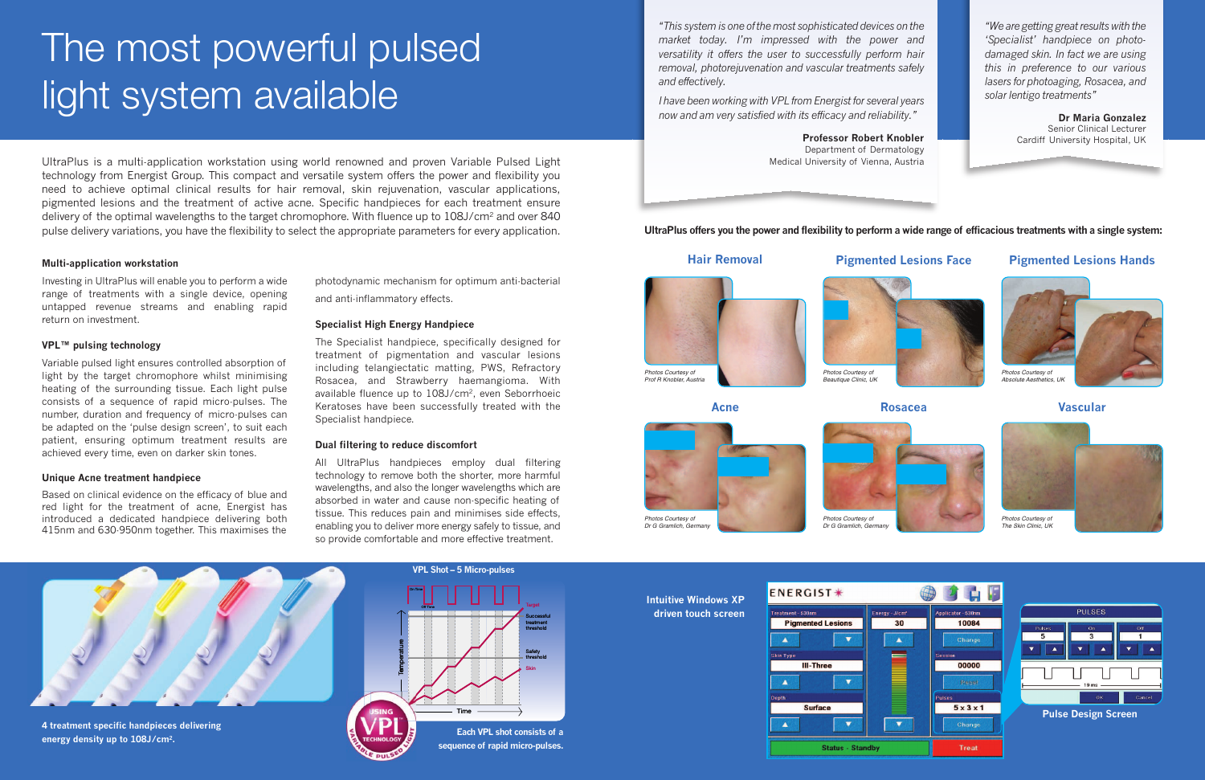# The most powerful pulsed light system available

UltraPlus is a multi-application workstation using world renowned and proven Variable Pulsed Light technology from Energist Group. This compact and versatile system offers the power and flexibility you need to achieve optimal clinical results for hair removal, skin rejuvenation, vascular applications, pigmented lesions and the treatment of active acne. Specific handpieces for each treatment ensure delivery of the optimal wavelengths to the target chromophore. With fluence up to 108J/cm² and over 840 pulse delivery variations, you have the flexibility to select the appropriate parameters for every application.

### Multi-application workstation

Investing in UltraPlus will enable you to perform a wide range of treatments with a single device, opening untapped revenue streams and enabling rapid return on investment.

### VPL™ pulsing technology

Variable pulsed light ensures controlled absorption of light by the target chromophore whilst minimising heating of the surrounding tissue. Each light pulse consists of a sequence of rapid micro-pulses. The number, duration and frequency of micro-pulses can be adapted on the 'pulse design screen', to suit each patient, ensuring optimum treatment results are achieved every time, even on darker skin tones.

### Unique Acne treatment handpiece

Based on clinical evidence on the efficacy of blue and red light for the treatment of acne, Energist has introduced a dedicated handpiece delivering both 415nm and 630-950nm together. This maximises the photodynamic mechanism for optimum anti-bacterial and anti-inflammatory effects.

### Specialist High Energy Handpiece

The Specialist handpiece, specifically designed for treatment of pigmentation and vascular lesions including telangiectatic matting, PWS, Refractory Rosacea, and Strawberry haemangioma. With available fluence up to 108J/cm², even Seborrhoeic Keratoses have been successfully treated with the Specialist handpiece.

### Dual filtering to reduce discomfort

All UltraPlus handpieces employ dual filtering technology to remove both the shorter, more harmful wavelengths, and also the longer wavelengths which are absorbed in water and cause non-specific heating of tissue. This reduces pain and minimises side effects, enabling you to deliver more energy safely to tissue, and so provide comfortable and more effective treatment.

*"This system is one of the most sophisticated devices on the market today. I'm impressed with the power and versatility it offers the user to successfully perform hair removal, photorejuvenation and vascular treatments safely and effectively.*

*I have been working with VPL from Energist for several years now and am very satisfied with its efficacy and reliability."*

**Professor Robert Knobler**
Department of Dermatology
Medical University of Vienna, Austria

*"We are getting great results with the 'Specialist' handpiece on photo-damaged skin. In fact we are using this in preference to our various lasers for photoaging, Rosacea, and solar lentigo treatments"*

**Dr Maria Gonzalez**
Senior Clinical Lecturer
Cardiff University Hospital, UK

**UltraPlus offers you the power and flexibility to perform a wide range of efficacious treatments with a single system:**

**Hair Removal**
Photos Courtesy of Prof R Knobler, Austria

**Pigmented Lesions Face**
Photos Courtesy of Beautique Clinic, UK

**Pigmented Lesions Hands**
Photos Courtesy of Absolute Aesthetics, UK

**Acne**
Photos Courtesy of Dr G Gramlich, Germany

**Rosacea**
Photos Courtesy of Dr G Gramlich, Germany

**Vascular**
Photos Courtesy of The Skin Clinic, UK

**4 treatment specific handpieces delivering energy density up to 108J/cm².**

**VPL Shot – 5 Micro-pulses**

On Time
Off Time
Temperature
Time
Target
Successful treatment threshold
Safety threshold
Skin

USING VPL TECHNOLOGY VARIABLE PULSED LIGHT

**Each VPL shot consists of a sequence of rapid micro-pulses.**

**Intuitive Windows XP driven touch screen**

ENERGIST
Treatment - 530nm
Pigmented Lesions
Skin Type
III-Three
Depth
Surface
Energy - J/cm²
30
Applicator - 530nm
10084
Change
Session
00000
Reset
Pulses
5 x 3 x 1
Change
Status - Standby
Treat

PULSES
Pulses 5
On 3
Off 1
19 ms
OK
Cancel

**Pulse Design Screen**